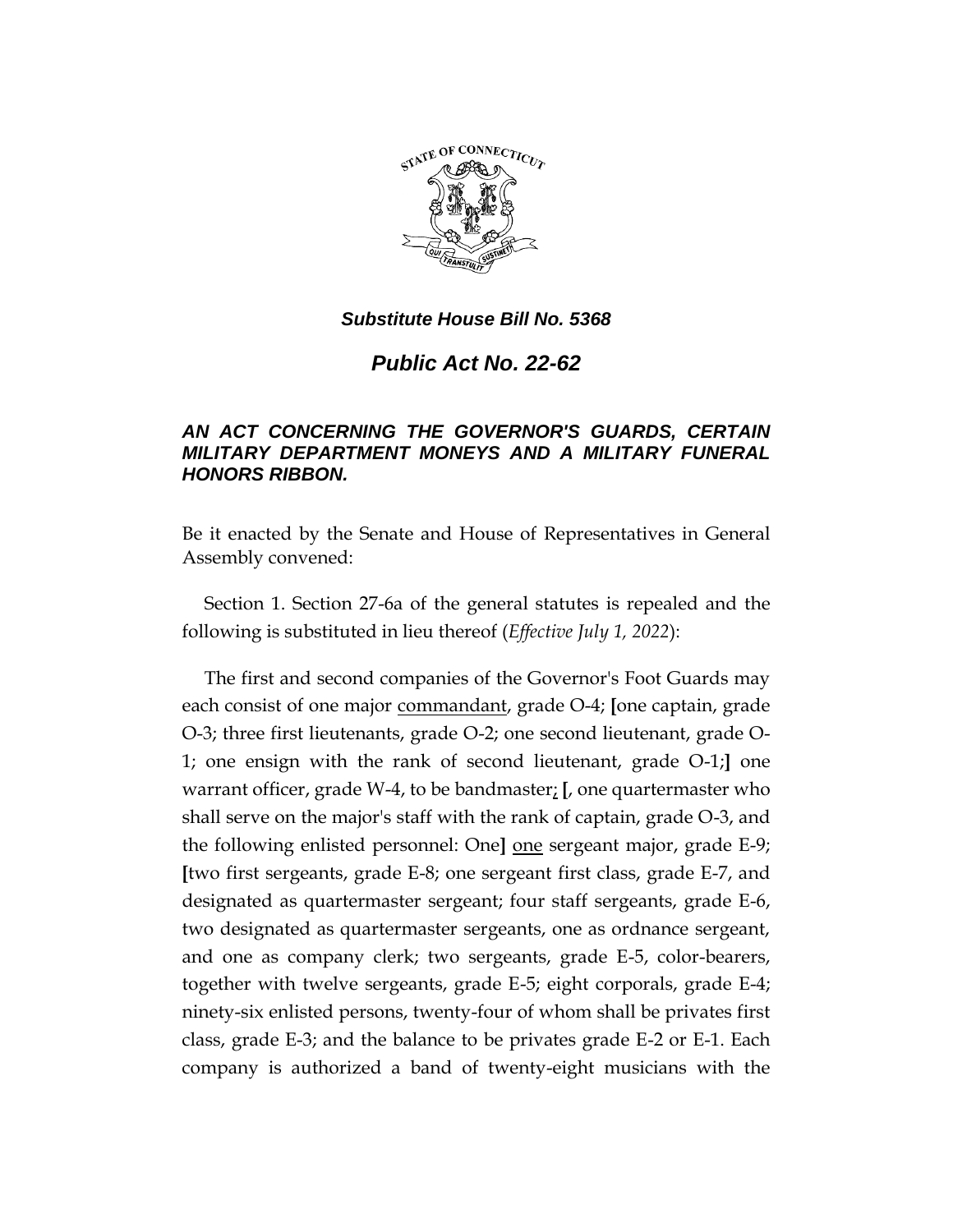***Substitute House Bill No. 5368***

# *Public Act No. 22-62*

## *AN ACT CONCERNING THE GOVERNOR'S GUARDS, CERTAIN MILITARY DEPARTMENT MONEYS AND A MILITARY FUNERAL HONORS RIBBON.*

Be it enacted by the Senate and House of Representatives in General Assembly convened:

Section 1. Section 27-6a of the general statutes is repealed and the following is substituted in lieu thereof (*Effective July 1, 2022*):

The first and second companies of the Governor's Foot Guards may each consist of one major commandant, grade O-4; [one captain, grade O-3; three first lieutenants, grade O-2; one second lieutenant, grade O-1; one ensign with the rank of second lieutenant, grade O-1;] one warrant officer, grade W-4, to be bandmaster; [, one quartermaster who shall serve on the major's staff with the rank of captain, grade O-3, and the following enlisted personnel: One] one sergeant major, grade E-9; [two first sergeants, grade E-8; one sergeant first class, grade E-7, and designated as quartermaster sergeant; four staff sergeants, grade E-6, two designated as quartermaster sergeants, one as ordnance sergeant, and one as company clerk; two sergeants, grade E-5, color-bearers, together with twelve sergeants, grade E-5; eight corporals, grade E-4; ninety-six enlisted persons, twenty-four of whom shall be privates first class, grade E-3; and the balance to be privates grade E-2 or E-1. Each company is authorized a band of twenty-eight musicians with the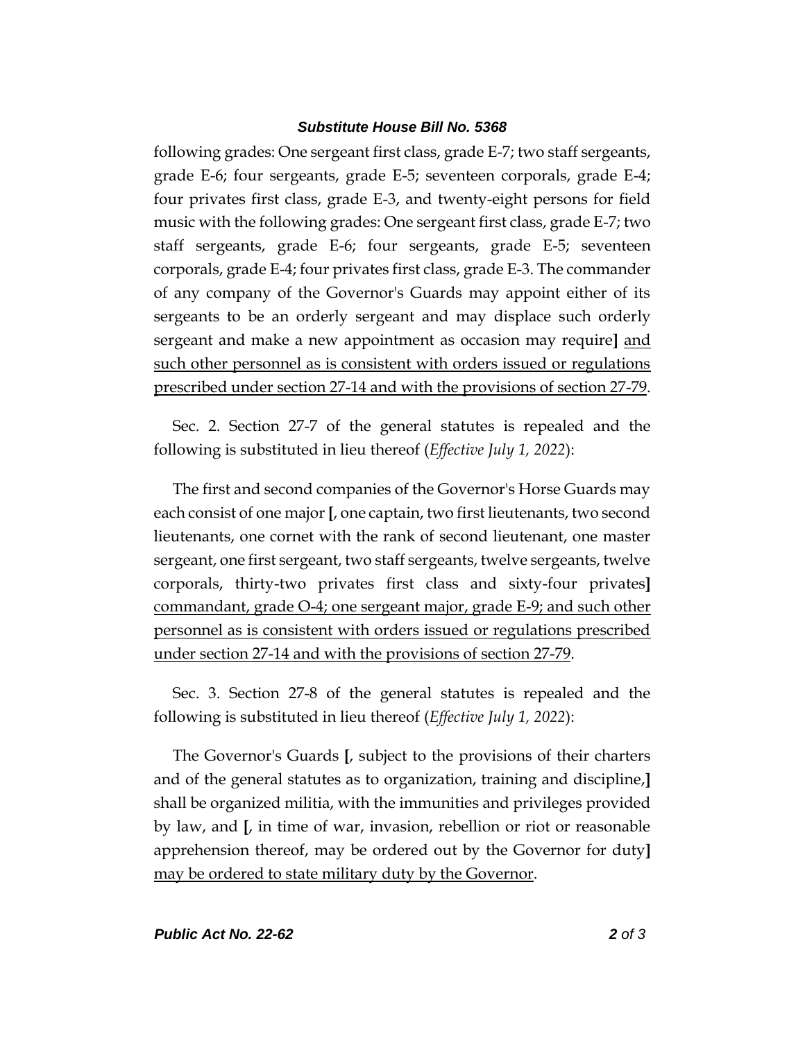following grades: One sergeant first class, grade E-7; two staff sergeants, grade E-6; four sergeants, grade E-5; seventeen corporals, grade E-4; four privates first class, grade E-3, and twenty-eight persons for field music with the following grades: One sergeant first class, grade E-7; two staff sergeants, grade E-6; four sergeants, grade E-5; seventeen corporals, grade E-4; four privates first class, grade E-3. The commander of any company of the Governor's Guards may appoint either of its sergeants to be an orderly sergeant and may displace such orderly sergeant and make a new appointment as occasion may require**]** <u>and such other personnel as is consistent with orders issued or regulations prescribed under section 27-14 and with the provisions of section 27-79</u>.

Sec. 2. Section 27-7 of the general statutes is repealed and the following is substituted in lieu thereof (*Effective July 1, 2022*):

The first and second companies of the Governor's Horse Guards may each consist of one major **[**, one captain, two first lieutenants, two second lieutenants, one cornet with the rank of second lieutenant, one master sergeant, one first sergeant, two staff sergeants, twelve sergeants, twelve corporals, thirty-two privates first class and sixty-four privates**]** <u>commandant, grade O-4; one sergeant major, grade E-9; and such other personnel as is consistent with orders issued or regulations prescribed under section 27-14 and with the provisions of section 27-79</u>.

Sec. 3. Section 27-8 of the general statutes is repealed and the following is substituted in lieu thereof (*Effective July 1, 2022*):

The Governor's Guards **[**, subject to the provisions of their charters and of the general statutes as to organization, training and discipline,**]** shall be organized militia, with the immunities and privileges provided by law, and **[**, in time of war, invasion, rebellion or riot or reasonable apprehension thereof, may be ordered out by the Governor for duty**]** <u>may be ordered to state military duty by the Governor</u>.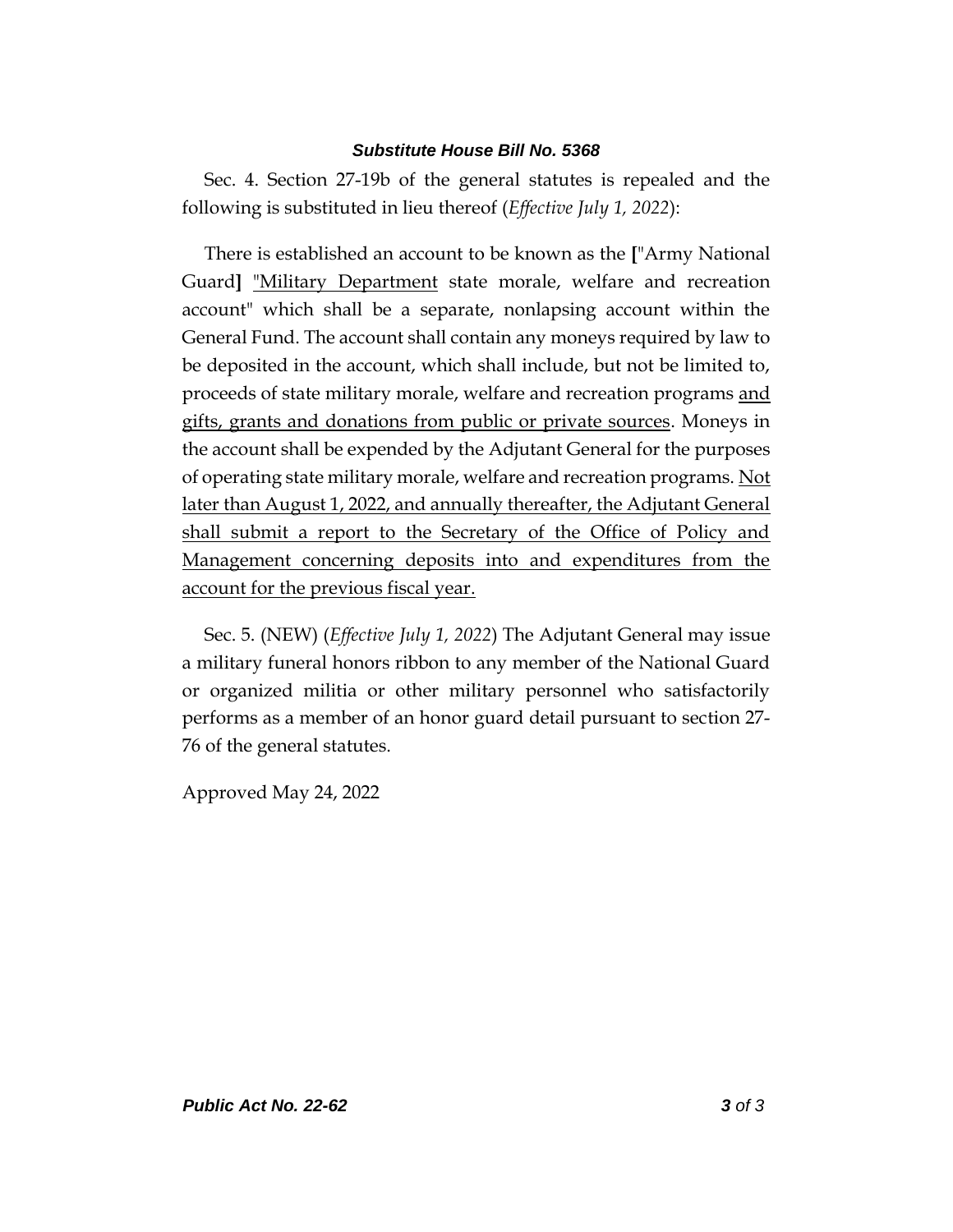Sec. 4. Section 27-19b of the general statutes is repealed and the following is substituted in lieu thereof (*Effective July 1, 2022*):

There is established an account to be known as the **[**"Army National Guard**]** <u>"Military Department</u> state morale, welfare and recreation account" which shall be a separate, nonlapsing account within the General Fund. The account shall contain any moneys required by law to be deposited in the account, which shall include, but not be limited to, proceeds of state military morale, welfare and recreation programs <u>and gifts, grants and donations from public or private sources</u>. Moneys in the account shall be expended by the Adjutant General for the purposes of operating state military morale, welfare and recreation programs. <u>Not later than August 1, 2022, and annually thereafter, the Adjutant General shall submit a report to the Secretary of the Office of Policy and Management concerning deposits into and expenditures from the account for the previous fiscal year.</u>

Sec. 5. (NEW) (*Effective July 1, 2022*) The Adjutant General may issue a military funeral honors ribbon to any member of the National Guard or organized militia or other military personnel who satisfactorily performs as a member of an honor guard detail pursuant to section 27-76 of the general statutes.

Approved May 24, 2022